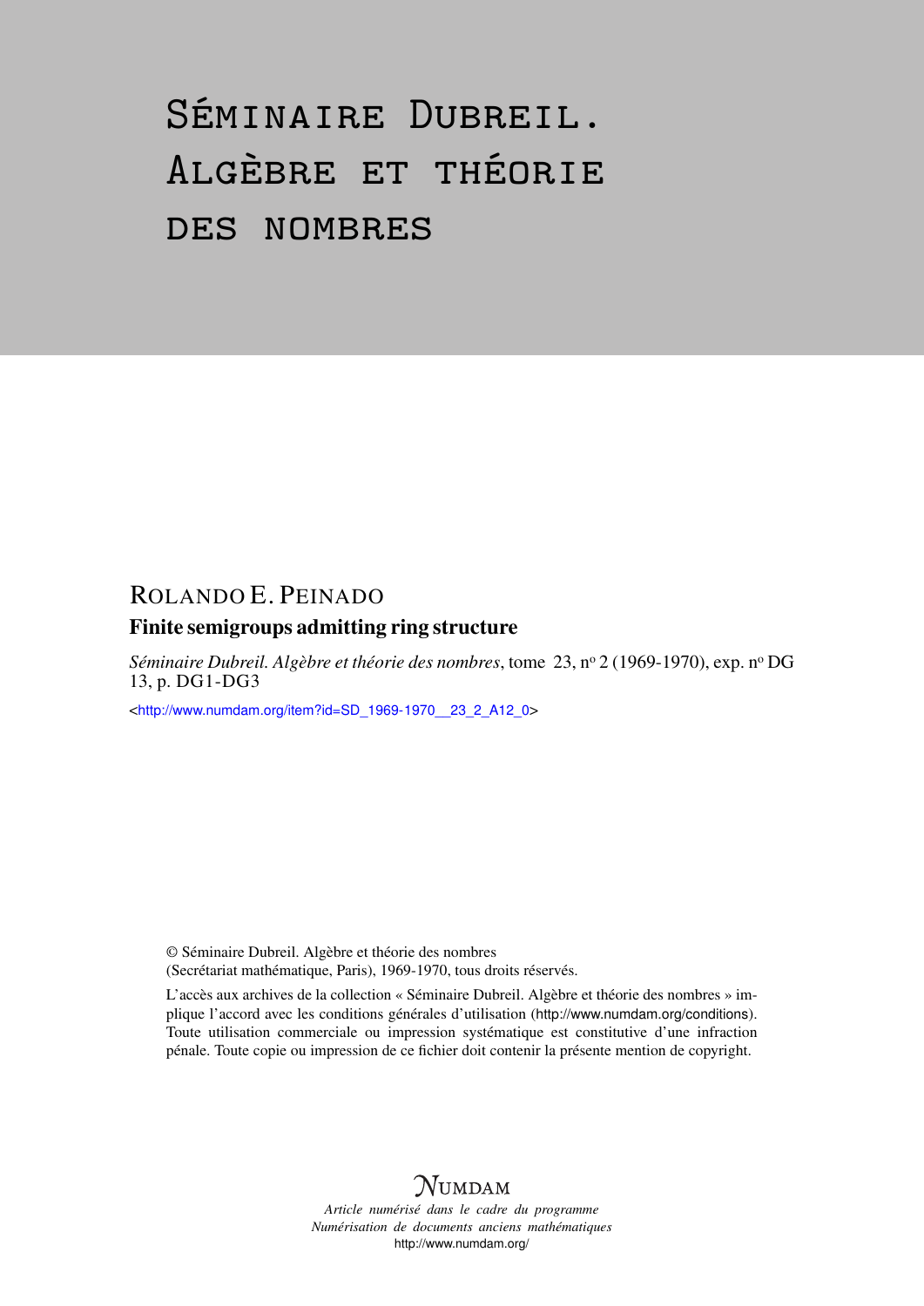# Séminaire Dubreil. Algèbre et théorie des nombres

ROLANDO E. PEINADO

## Finite semigroups admitting ring structure

*Séminaire Dubreil. Algèbre et théorie des nombres*, tome 23, n° 2 (1969-1970), exp. n° DG 13, p. DG1-DG3

<http://www.numdam.org/item?id=SD_1969-1970__23_2_A12_0>

© Séminaire Dubreil. Algèbre et théorie des nombres (Secrétariat mathématique, Paris), 1969-1970, tous droits réservés.

L'accès aux archives de la collection « Séminaire Dubreil. Algèbre et théorie des nombres » implique l'accord avec les conditions générales d'utilisation (http://www.numdam.org/conditions). Toute utilisation commerciale ou impression systématique est constitutive d'une infraction pénale. Toute copie ou impression de ce fichier doit contenir la présente mention de copyright.

*Article numérisé dans le cadre du programme Numérisation de documents anciens mathématiques*
http://www.numdam.org/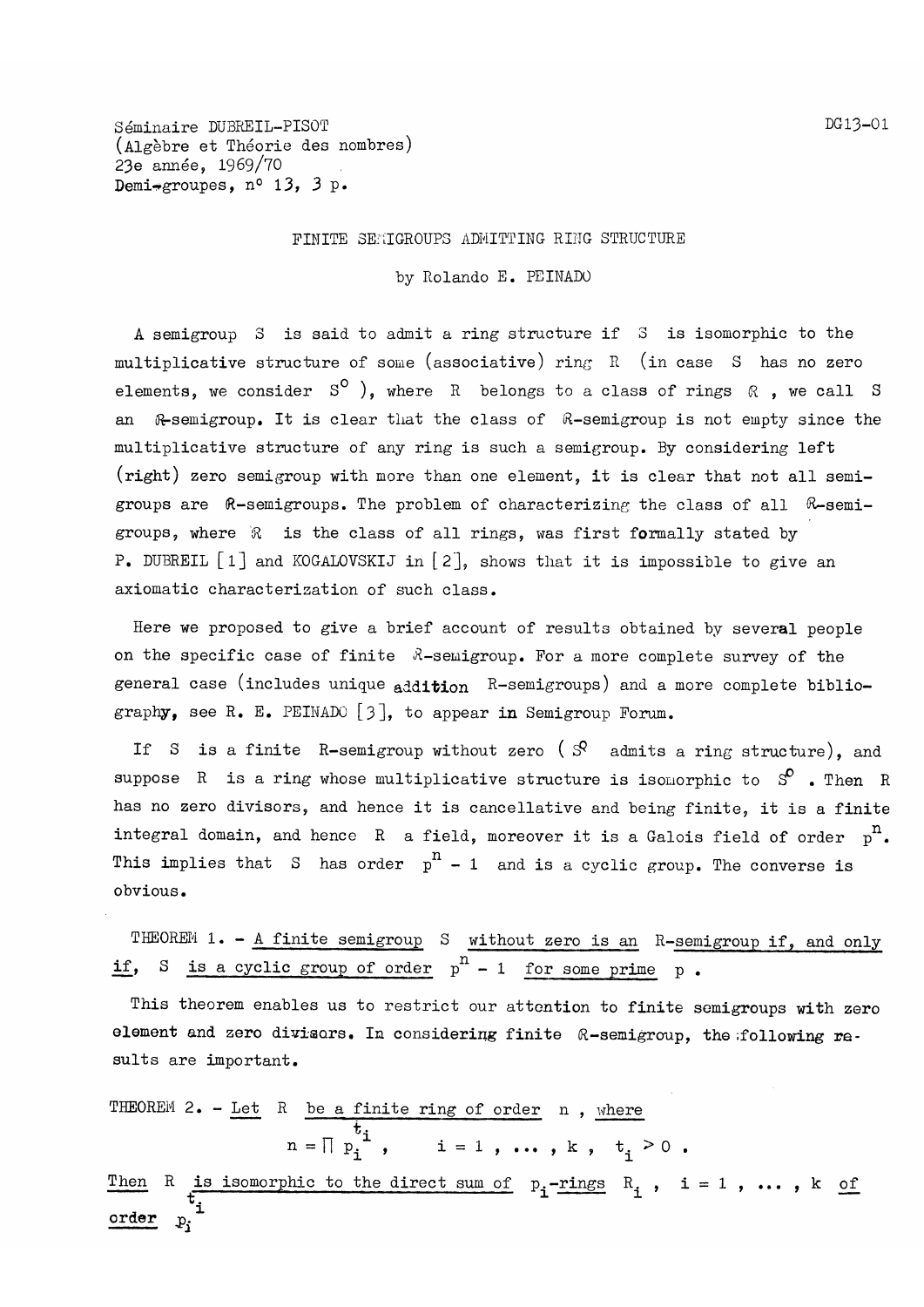Séminaire DUBREIL-PISOT
(Algèbre et Théorie des nombres)
23e année, 1969/70
Demi-groupes, n° 13, 3 p.

# FINITE SEMIGROUPS ADMITTING RING STRUCTURE

by Rolando E. PEINADO

A semigroup $S$ is said to admit a ring structure if $S$ is isomorphic to the multiplicative structure of some (associative) ring $R$ (in case $S$ has no zero elements, we consider $S^0$ ), where $R$ belongs to a class of rings $\mathcal{R}$ , we call $S$ an $\mathcal{R}$-semigroup. It is clear that the class of $\mathcal{R}$-semigroup is not empty since the multiplicative structure of any ring is such a semigroup. By considering left (right) zero semigroup with more than one element, it is clear that not all semigroups are $\mathcal{R}$-semigroups. The problem of characterizing the class of all $\mathcal{R}$-semigroups, where $\mathcal{R}$ is the class of all rings, was first formally stated by P. DUBREIL [1] and KOGALOVSKIJ in [2], shows that it is impossible to give an axiomatic characterization of such class.

Here we proposed to give a brief account of results obtained by several people on the specific case of finite $\mathcal{R}$-semigroup. For a more complete survey of the general case (includes unique addition R-semigroups) and a more complete bibliography, see R. E. PEINADO [3], to appear in Semigroup Forum.

If $S$ is a finite R-semigroup without zero ( $S^0$ admits a ring structure), and suppose $R$ is a ring whose multiplicative structure is isomorphic to $S^0$ . Then $R$ has no zero divisors, and hence it is cancellative and being finite, it is a finite integral domain, and hence $R$ a field, moreover it is a Galois field of order $p^n$. This implies that $S$ has order $p^n - 1$ and is a cyclic group. The converse is obvious.

THEOREM 1. - *A finite semigroup $S$ without zero is an R-semigroup if, and only if, $S$ is a cyclic group of order $p^n - 1$ for some prime $p$ .*

This theorem enables us to restrict our attention to finite semigroups with zero element and zero divisors. In considering finite $\mathcal{R}$-semigroup, the following results are important.

THEOREM 2. - *Let $R$ be a finite ring of order $n$ , where*

$$n = \prod p_i^{t_i} , \qquad i = 1 , \ldots , k , \quad t_i > 0 .$$

*Then $R$ is isomorphic to the direct sum of $p_i$-rings $R_i$ , $i = 1 , \ldots , k$ of order $p_i^{t_i}$*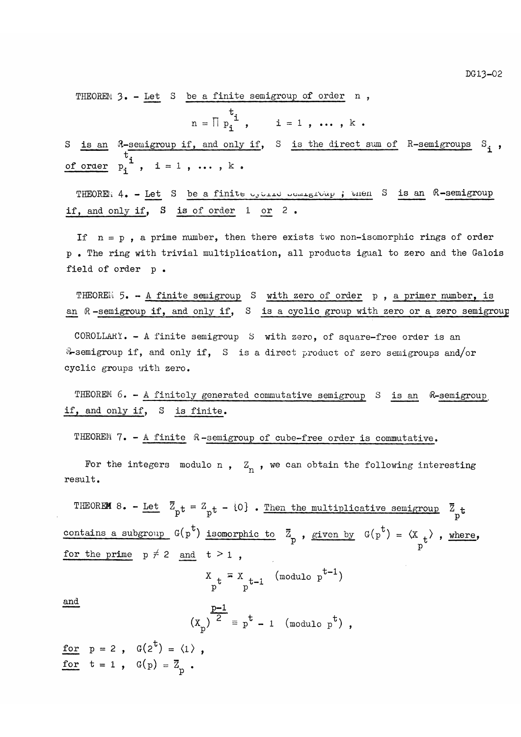THEOREM 3. - Let S be a finite semigroup of order n ,

$$n = \prod p_i^{t_i} , \quad i = 1 , \dots , k .$$

S is an $\mathcal{R}$-semigroup if, and only if, S is the direct sum of R-semigroups $S_i$ , of order $p_i^{t_i}$ , $i = 1 , \dots , k$ .

THEOREM 4. - Let S be a finite cyclic semigroup ; then S is an $\mathcal{R}$-semigroup if, and only if, S is of order 1 or 2 .

If $n = p$ , a prime number, then there exists two non-isomorphic rings of order p . The ring with trivial multiplication, all products igual to zero and the Galois field of order p .

THEOREM 5. - A finite semigroup S with zero of order p , a primer number, is an $\mathcal{R}$-semigroup if, and only if, S is a cyclic group with zero or a zero semigroup

COROLLARY. - A finite semigroup S with zero, of square-free order is an $\mathcal{R}$-semigroup if, and only if, S is a direct product of zero semigroups and/or cyclic groups with zero.

THEOREM 6. - A finitely generated commutative semigroup S is an $\mathcal{R}$-semigroup if, and only if, S is finite.

THEOREM 7. - A finite $\mathcal{R}$-semigroup of cube-free order is commutative.

For the integers modulo n , $Z_n$ , we can obtain the following interesting result.

THEOREM 8. - Let $\bar{Z}_{p^t} = Z_{p^t} - \{0\}$ . Then the multiplicative semigroup $\bar{Z}_{p^t}$ contains a subgroup $G(p^t)$ isomorphic to $\bar{Z}_p$ , given by $G(p^t) = \langle X_{p^t} \rangle$ , where, for the prime $p \neq 2$ and $t > 1$ ,

$$X_{p^t} \equiv X_{p^{t-1}} \pmod{p^{t-1}}$$

and

$$(X_p)^{\frac{p-1}{2}} \equiv p^t - 1 \pmod{p^t} ,$$

for $p = 2$ , $G(2^t) = \langle 1 \rangle$ ,
for $t = 1$ , $G(p) = \bar{Z}_p$ .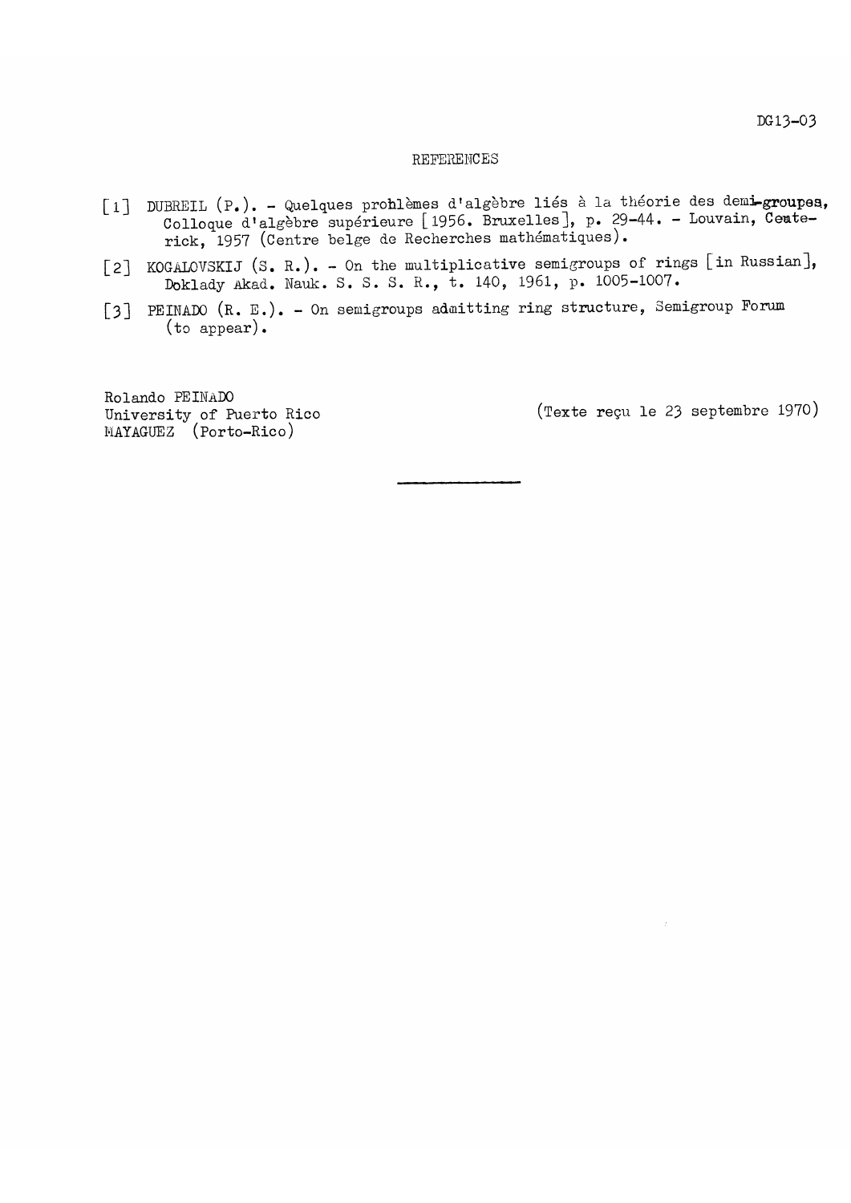## REFERENCES

[1] DUBREIL (P.). - Quelques problèmes d'algèbre liés à la théorie des demi-groupes, Colloque d'algèbre supérieure [1956. Bruxelles], p. 29-44. - Louvain, Ceuterick, 1957 (Centre belge de Recherches mathématiques).

[2] KOGALOVSKIJ (S. R.). - On the multiplicative semigroups of rings [in Russian], Doklady Akad. Nauk. S. S. S. R., t. 140, 1961, p. 1005-1007.

[3] PEINADO (R. E.). - On semigroups admitting ring structure, Semigroup Forum (to appear).

Rolando PEINADO
University of Puerto Rico
MAYAGUEZ (Porto-Rico)

(Texte reçu le 23 septembre 1970)